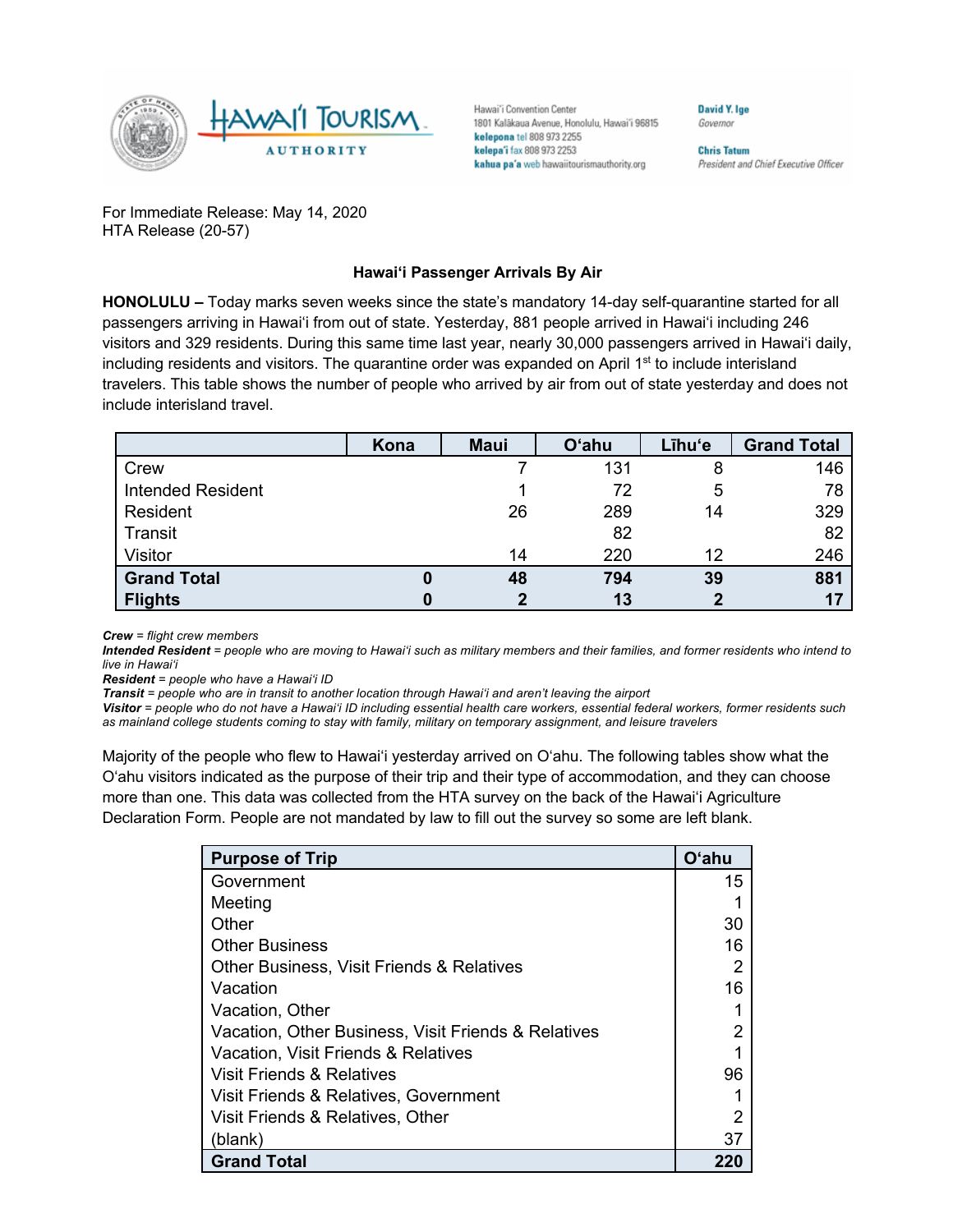Hawai'i Convention Center
1801 Kalākaua Avenue, Honolulu, Hawai'i 96815
kelepona tel 808 973 2255
kelepa'i fax 808 973 2253
kahua pa'a web hawaiitourismauthority.org

David Y. Ige
Governor

Chris Tatum
President and Chief Executive Officer

For Immediate Release: May 14, 2020
HTA Release (20-57)

## Hawai'i Passenger Arrivals By Air

**HONOLULU –** Today marks seven weeks since the state's mandatory 14-day self-quarantine started for all passengers arriving in Hawai'i from out of state. Yesterday, 881 people arrived in Hawai'i including 246 visitors and 329 residents. During this same time last year, nearly 30,000 passengers arrived in Hawai'i daily, including residents and visitors. The quarantine order was expanded on April 1st to include interisland travelers. This table shows the number of people who arrived by air from out of state yesterday and does not include interisland travel.

| | Kona | Maui | O'ahu | Līhu'e | Grand Total |
|---|---|---|---|---|---|
| Crew | | 7 | 131 | 8 | 146 |
| Intended Resident | | 1 | 72 | 5 | 78 |
| Resident | | 26 | 289 | 14 | 329 |
| Transit | | | 82 | | 82 |
| Visitor | | 14 | 220 | 12 | 246 |
| **Grand Total** | **0** | **48** | **794** | **39** | **881** |
| **Flights** | **0** | **2** | **13** | **2** | **17** |

***Crew*** *= flight crew members*
***Intended Resident*** *= people who are moving to Hawai'i such as military members and their families, and former residents who intend to live in Hawai'i*
***Resident*** *= people who have a Hawai'i ID*
***Transit*** *= people who are in transit to another location through Hawai'i and aren't leaving the airport*
***Visitor*** *= people who do not have a Hawai'i ID including essential health care workers, essential federal workers, former residents such as mainland college students coming to stay with family, military on temporary assignment, and leisure travelers*

Majority of the people who flew to Hawai'i yesterday arrived on O'ahu. The following tables show what the O'ahu visitors indicated as the purpose of their trip and their type of accommodation, and they can choose more than one. This data was collected from the HTA survey on the back of the Hawai'i Agriculture Declaration Form. People are not mandated by law to fill out the survey so some are left blank.

| Purpose of Trip | O'ahu |
|---|---|
| Government | 15 |
| Meeting | 1 |
| Other | 30 |
| Other Business | 16 |
| Other Business, Visit Friends & Relatives | 2 |
| Vacation | 16 |
| Vacation, Other | 1 |
| Vacation, Other Business, Visit Friends & Relatives | 2 |
| Vacation, Visit Friends & Relatives | 1 |
| Visit Friends & Relatives | 96 |
| Visit Friends & Relatives, Government | 1 |
| Visit Friends & Relatives, Other | 2 |
| (blank) | 37 |
| **Grand Total** | **220** |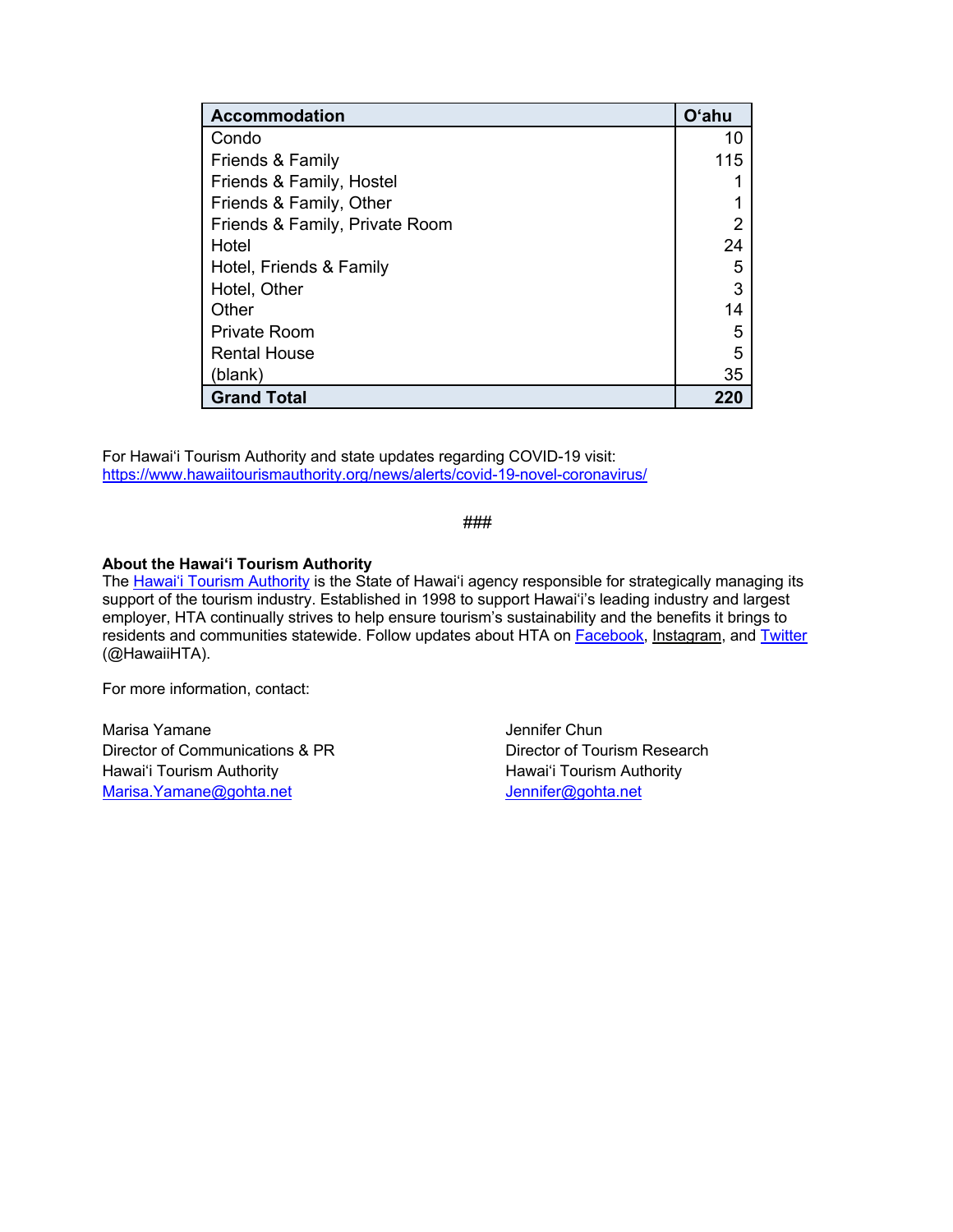| Accommodation | O'ahu |
|---|---|
| Condo | 10 |
| Friends & Family | 115 |
| Friends & Family, Hostel | 1 |
| Friends & Family, Other | 1 |
| Friends & Family, Private Room | 2 |
| Hotel | 24 |
| Hotel, Friends & Family | 5 |
| Hotel, Other | 3 |
| Other | 14 |
| Private Room | 5 |
| Rental House | 5 |
| (blank) | 35 |
| **Grand Total** | **220** |

For Hawai'i Tourism Authority and state updates regarding COVID-19 visit:
https://www.hawaiitourismauthority.org/news/alerts/covid-19-novel-coronavirus/

###

**About the Hawai'i Tourism Authority**
The Hawai'i Tourism Authority is the State of Hawai'i agency responsible for strategically managing its support of the tourism industry. Established in 1998 to support Hawai'i's leading industry and largest employer, HTA continually strives to help ensure tourism's sustainability and the benefits it brings to residents and communities statewide. Follow updates about HTA on Facebook, Instagram, and Twitter (@HawaiiHTA).

For more information, contact:

Marisa Yamane
Director of Communications & PR
Hawai'i Tourism Authority
Marisa.Yamane@gohta.net

Jennifer Chun
Director of Tourism Research
Hawai'i Tourism Authority
Jennifer@gohta.net